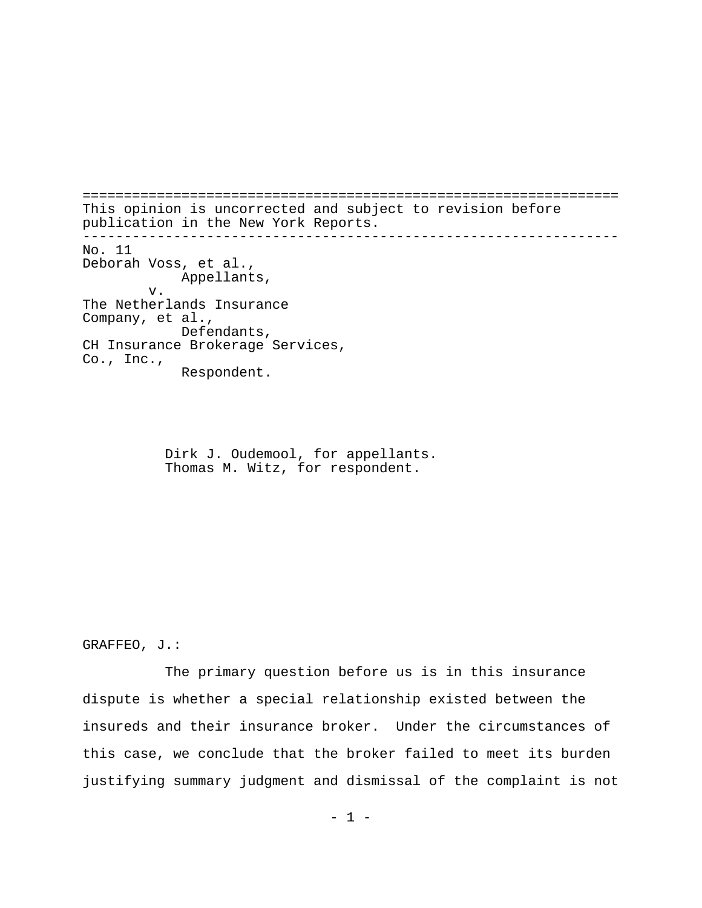This opinion is uncorrected and subject to revision before publication in the New York Reports.

---

No. 11
Deborah Voss, et al.,
Appellants,
v.
The Netherlands Insurance Company, et al.,
Defendants,
CH Insurance Brokerage Services, Co., Inc.,
Respondent.

Dirk J. Oudemool, for appellants.
Thomas M. Witz, for respondent.

GRAFFEO, J.:

The primary question before us is in this insurance dispute is whether a special relationship existed between the insureds and their insurance broker. Under the circumstances of this case, we conclude that the broker failed to meet its burden justifying summary judgment and dismissal of the complaint is not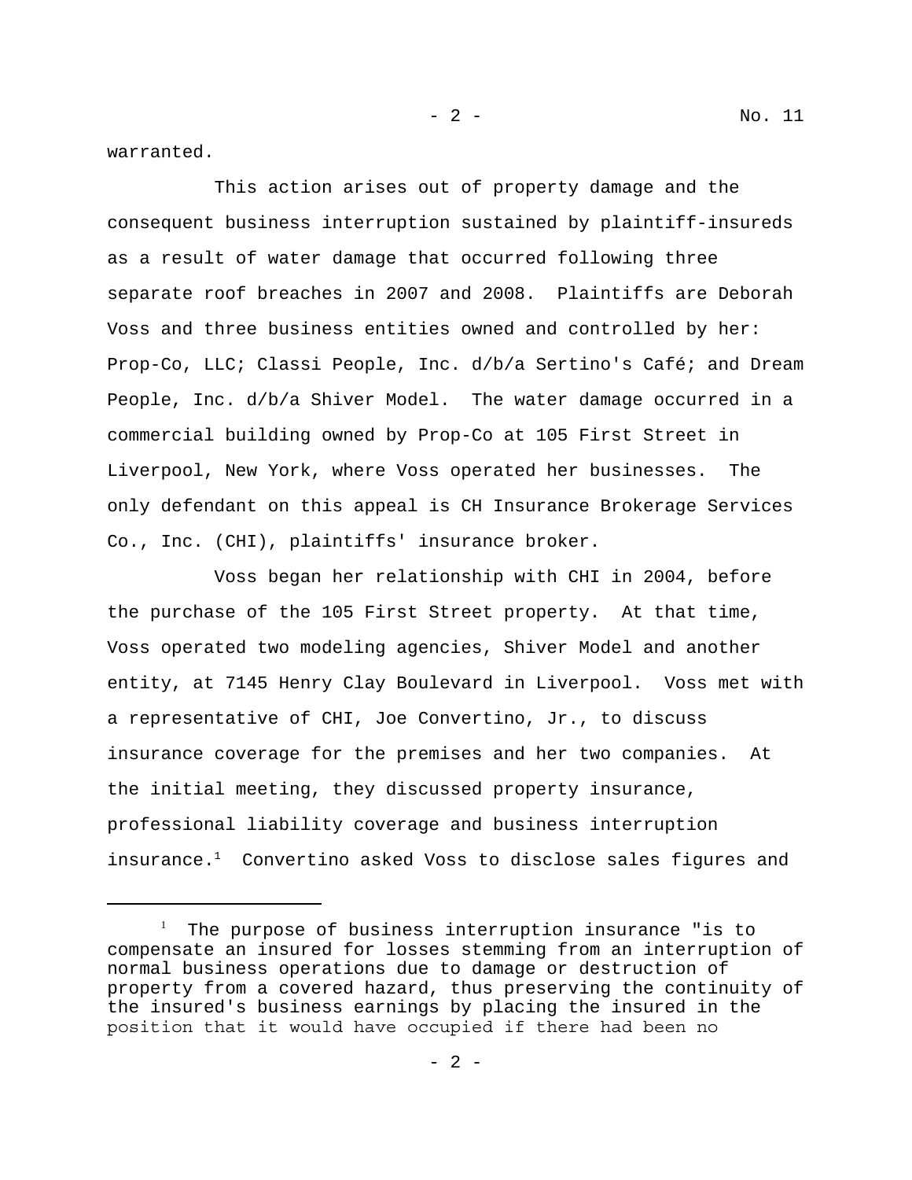warranted.

This action arises out of property damage and the consequent business interruption sustained by plaintiff-insureds as a result of water damage that occurred following three separate roof breaches in 2007 and 2008. Plaintiffs are Deborah Voss and three business entities owned and controlled by her: Prop-Co, LLC; Classi People, Inc. d/b/a Sertino's Café; and Dream People, Inc. d/b/a Shiver Model. The water damage occurred in a commercial building owned by Prop-Co at 105 First Street in Liverpool, New York, where Voss operated her businesses. The only defendant on this appeal is CH Insurance Brokerage Services Co., Inc. (CHI), plaintiffs' insurance broker.

Voss began her relationship with CHI in 2004, before the purchase of the 105 First Street property. At that time, Voss operated two modeling agencies, Shiver Model and another entity, at 7145 Henry Clay Boulevard in Liverpool. Voss met with a representative of CHI, Joe Convertino, Jr., to discuss insurance coverage for the premises and her two companies. At the initial meeting, they discussed property insurance, professional liability coverage and business interruption insurance.[1] Convertino asked Voss to disclose sales figures and

---

[1] The purpose of business interruption insurance "is to compensate an insured for losses stemming from an interruption of normal business operations due to damage or destruction of property from a covered hazard, thus preserving the continuity of the insured's business earnings by placing the insured in the position that it would have occupied if there had been no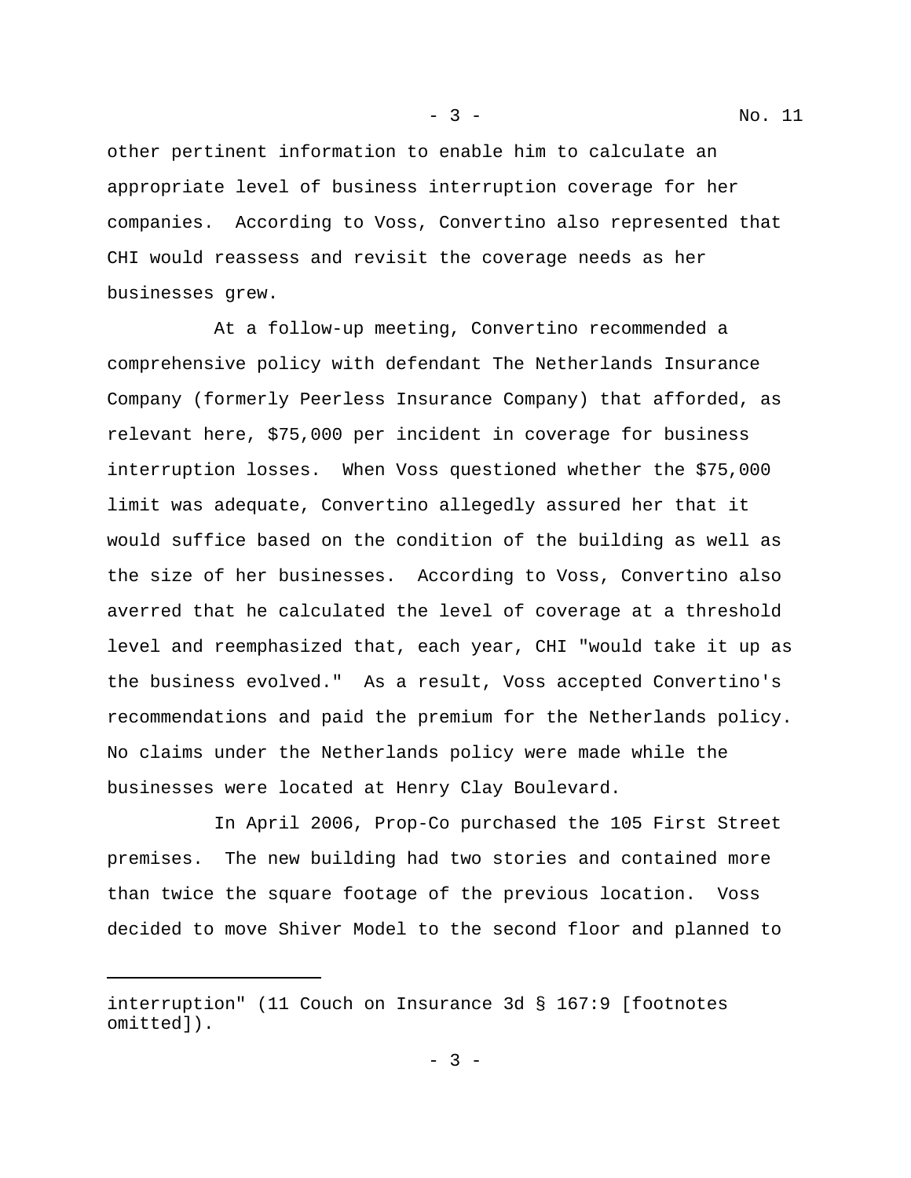other pertinent information to enable him to calculate an appropriate level of business interruption coverage for her companies. According to Voss, Convertino also represented that CHI would reassess and revisit the coverage needs as her businesses grew.

At a follow-up meeting, Convertino recommended a comprehensive policy with defendant The Netherlands Insurance Company (formerly Peerless Insurance Company) that afforded, as relevant here, $75,000 per incident in coverage for business interruption losses. When Voss questioned whether the $75,000 limit was adequate, Convertino allegedly assured her that it would suffice based on the condition of the building as well as the size of her businesses. According to Voss, Convertino also averred that he calculated the level of coverage at a threshold level and reemphasized that, each year, CHI "would take it up as the business evolved." As a result, Voss accepted Convertino's recommendations and paid the premium for the Netherlands policy. No claims under the Netherlands policy were made while the businesses were located at Henry Clay Boulevard.

In April 2006, Prop-Co purchased the 105 First Street premises. The new building had two stories and contained more than twice the square footage of the previous location. Voss decided to move Shiver Model to the second floor and planned to

---

interruption" (11 Couch on Insurance 3d § 167:9 [footnotes omitted]).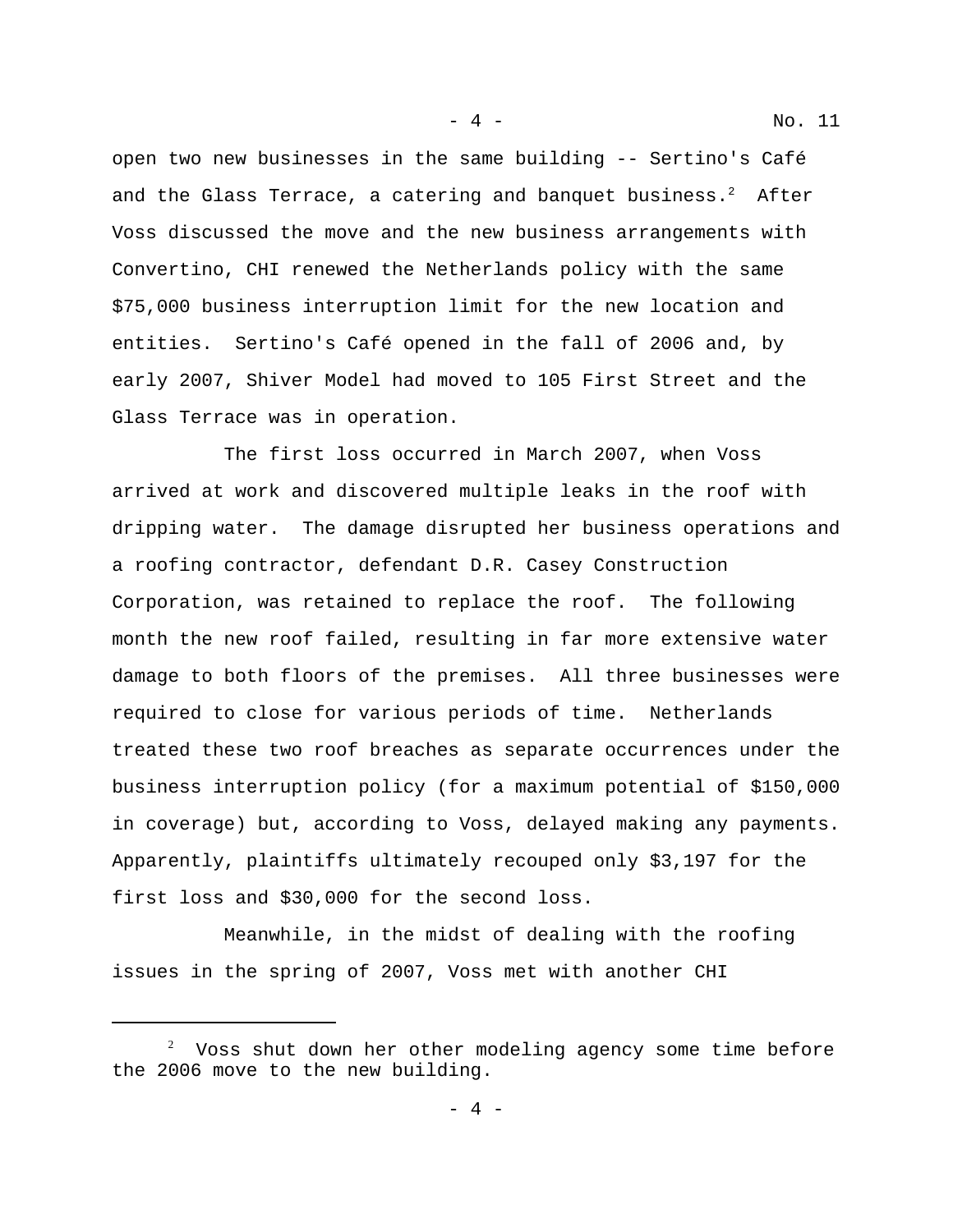open two new businesses in the same building -- Sertino's Café and the Glass Terrace, a catering and banquet business.[2] After Voss discussed the move and the new business arrangements with Convertino, CHI renewed the Netherlands policy with the same $75,000 business interruption limit for the new location and entities. Sertino's Café opened in the fall of 2006 and, by early 2007, Shiver Model had moved to 105 First Street and the Glass Terrace was in operation.

The first loss occurred in March 2007, when Voss arrived at work and discovered multiple leaks in the roof with dripping water. The damage disrupted her business operations and a roofing contractor, defendant D.R. Casey Construction Corporation, was retained to replace the roof. The following month the new roof failed, resulting in far more extensive water damage to both floors of the premises. All three businesses were required to close for various periods of time. Netherlands treated these two roof breaches as separate occurrences under the business interruption policy (for a maximum potential of $150,000 in coverage) but, according to Voss, delayed making any payments. Apparently, plaintiffs ultimately recouped only $3,197 for the first loss and $30,000 for the second loss.

Meanwhile, in the midst of dealing with the roofing issues in the spring of 2007, Voss met with another CHI

---

[2] Voss shut down her other modeling agency some time before the 2006 move to the new building.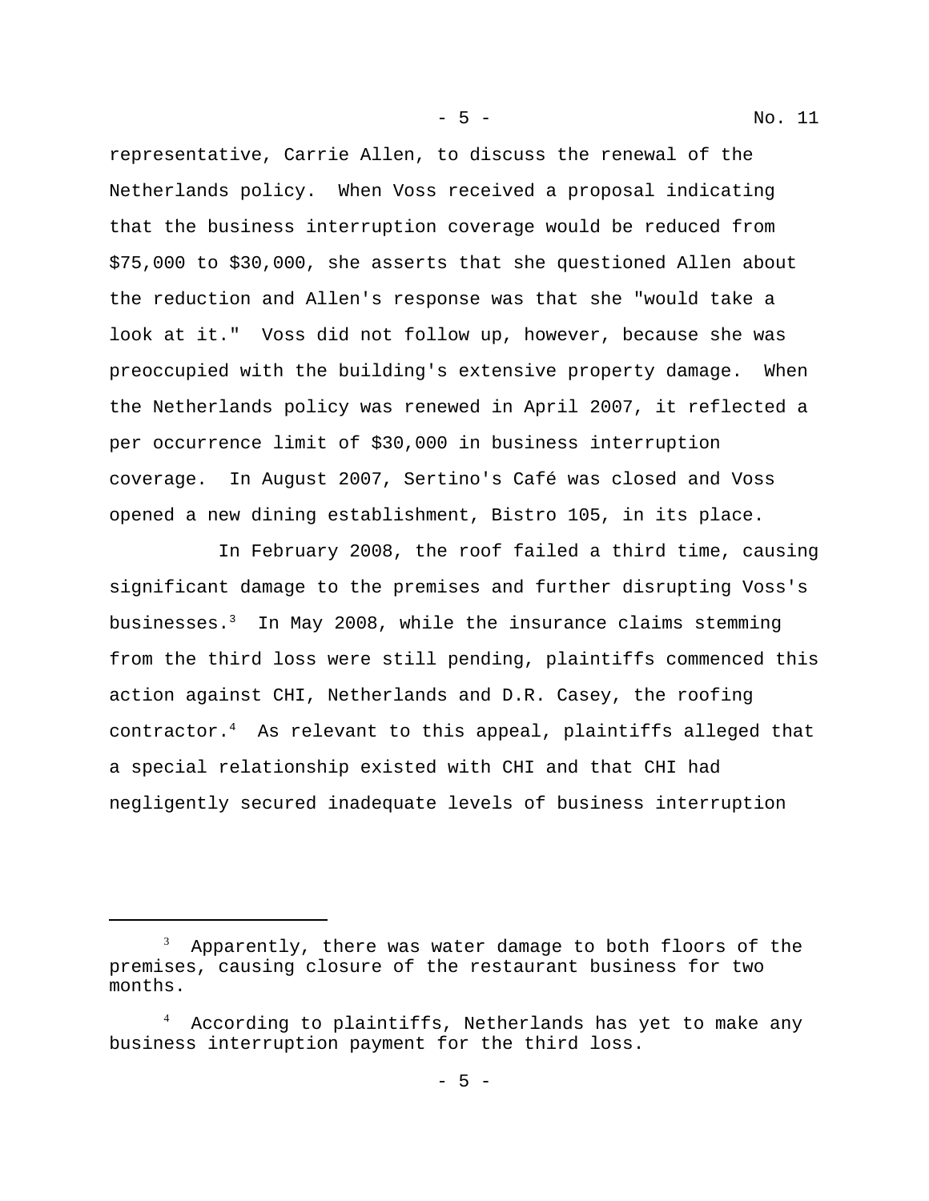representative, Carrie Allen, to discuss the renewal of the Netherlands policy. When Voss received a proposal indicating that the business interruption coverage would be reduced from $75,000 to $30,000, she asserts that she questioned Allen about the reduction and Allen's response was that she "would take a look at it." Voss did not follow up, however, because she was preoccupied with the building's extensive property damage. When the Netherlands policy was renewed in April 2007, it reflected a per occurrence limit of $30,000 in business interruption coverage. In August 2007, Sertino's Café was closed and Voss opened a new dining establishment, Bistro 105, in its place.

In February 2008, the roof failed a third time, causing significant damage to the premises and further disrupting Voss's businesses.[3] In May 2008, while the insurance claims stemming from the third loss were still pending, plaintiffs commenced this action against CHI, Netherlands and D.R. Casey, the roofing contractor.[4] As relevant to this appeal, plaintiffs alleged that a special relationship existed with CHI and that CHI had negligently secured inadequate levels of business interruption

---

[3] Apparently, there was water damage to both floors of the premises, causing closure of the restaurant business for two months.

[4] According to plaintiffs, Netherlands has yet to make any business interruption payment for the third loss.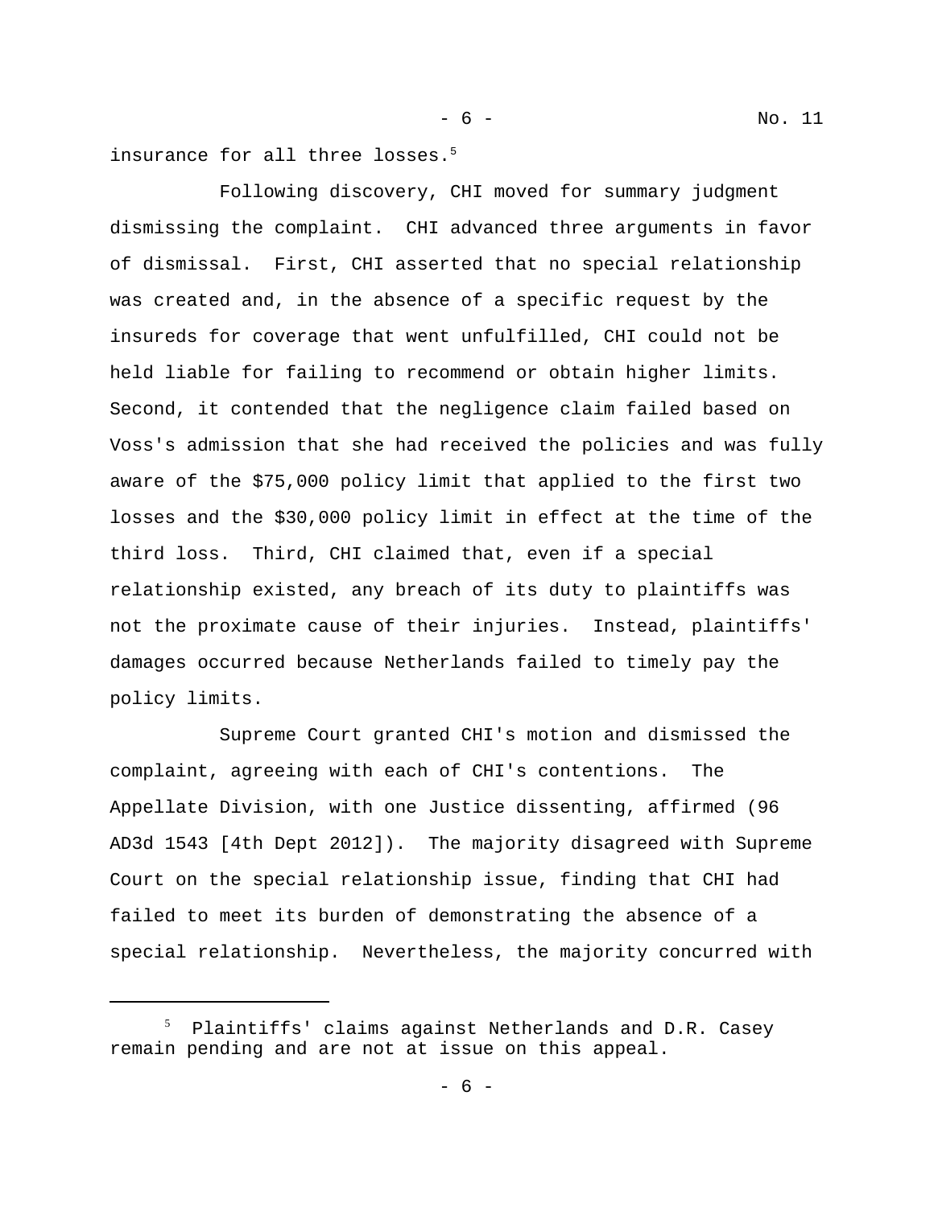insurance for all three losses.[5]

Following discovery, CHI moved for summary judgment dismissing the complaint. CHI advanced three arguments in favor of dismissal. First, CHI asserted that no special relationship was created and, in the absence of a specific request by the insureds for coverage that went unfulfilled, CHI could not be held liable for failing to recommend or obtain higher limits. Second, it contended that the negligence claim failed based on Voss's admission that she had received the policies and was fully aware of the $75,000 policy limit that applied to the first two losses and the $30,000 policy limit in effect at the time of the third loss. Third, CHI claimed that, even if a special relationship existed, any breach of its duty to plaintiffs was not the proximate cause of their injuries. Instead, plaintiffs' damages occurred because Netherlands failed to timely pay the policy limits.

Supreme Court granted CHI's motion and dismissed the complaint, agreeing with each of CHI's contentions. The Appellate Division, with one Justice dissenting, affirmed (96 AD3d 1543 [4th Dept 2012]). The majority disagreed with Supreme Court on the special relationship issue, finding that CHI had failed to meet its burden of demonstrating the absence of a special relationship. Nevertheless, the majority concurred with

---

[5] Plaintiffs' claims against Netherlands and D.R. Casey remain pending and are not at issue on this appeal.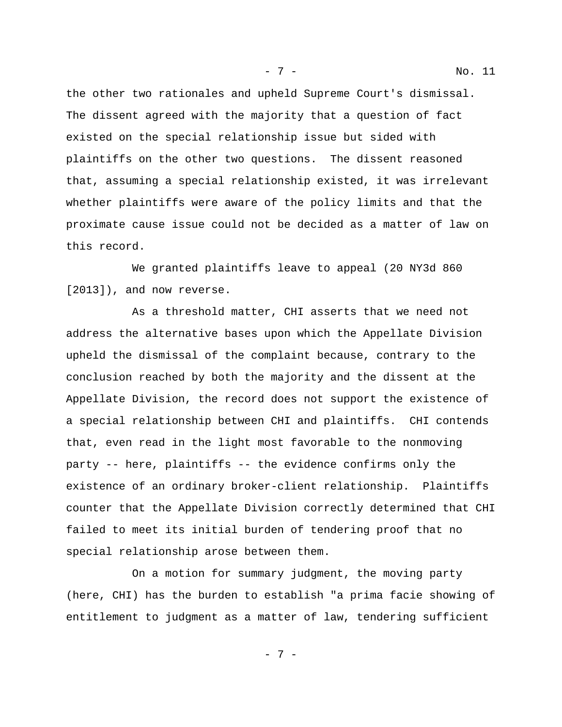the other two rationales and upheld Supreme Court's dismissal. The dissent agreed with the majority that a question of fact existed on the special relationship issue but sided with plaintiffs on the other two questions. The dissent reasoned that, assuming a special relationship existed, it was irrelevant whether plaintiffs were aware of the policy limits and that the proximate cause issue could not be decided as a matter of law on this record.

We granted plaintiffs leave to appeal (20 NY3d 860 [2013]), and now reverse.

As a threshold matter, CHI asserts that we need not address the alternative bases upon which the Appellate Division upheld the dismissal of the complaint because, contrary to the conclusion reached by both the majority and the dissent at the Appellate Division, the record does not support the existence of a special relationship between CHI and plaintiffs. CHI contends that, even read in the light most favorable to the nonmoving party -- here, plaintiffs -- the evidence confirms only the existence of an ordinary broker-client relationship. Plaintiffs counter that the Appellate Division correctly determined that CHI failed to meet its initial burden of tendering proof that no special relationship arose between them.

On a motion for summary judgment, the moving party (here, CHI) has the burden to establish "a prima facie showing of entitlement to judgment as a matter of law, tendering sufficient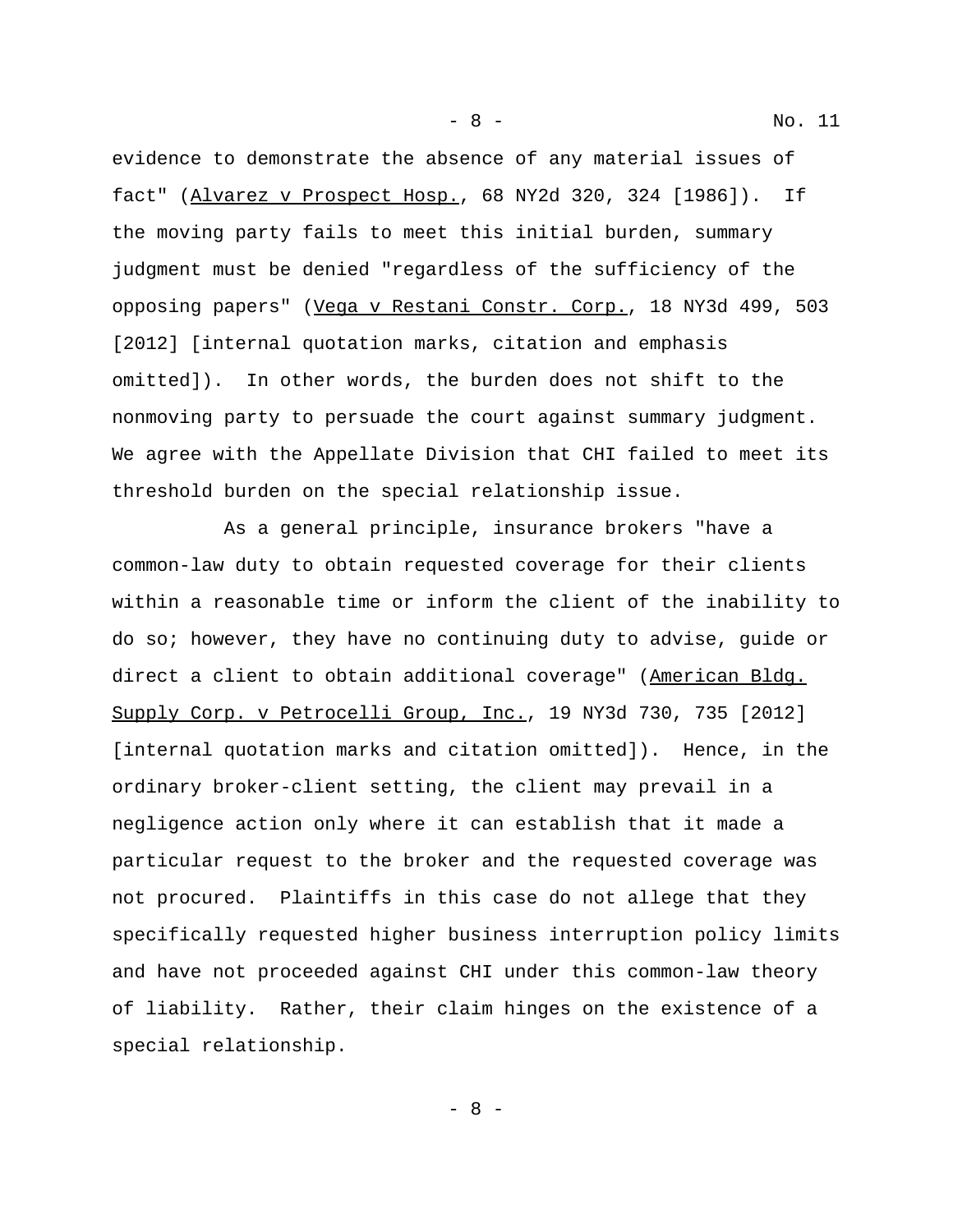evidence to demonstrate the absence of any material issues of fact" (Alvarez v Prospect Hosp., 68 NY2d 320, 324 [1986]). If the moving party fails to meet this initial burden, summary judgment must be denied "regardless of the sufficiency of the opposing papers" (Vega v Restani Constr. Corp., 18 NY3d 499, 503 [2012] [internal quotation marks, citation and emphasis omitted]). In other words, the burden does not shift to the nonmoving party to persuade the court against summary judgment. We agree with the Appellate Division that CHI failed to meet its threshold burden on the special relationship issue.

As a general principle, insurance brokers "have a common-law duty to obtain requested coverage for their clients within a reasonable time or inform the client of the inability to do so; however, they have no continuing duty to advise, guide or direct a client to obtain additional coverage" (American Bldg. Supply Corp. v Petrocelli Group, Inc., 19 NY3d 730, 735 [2012] [internal quotation marks and citation omitted]). Hence, in the ordinary broker-client setting, the client may prevail in a negligence action only where it can establish that it made a particular request to the broker and the requested coverage was not procured. Plaintiffs in this case do not allege that they specifically requested higher business interruption policy limits and have not proceeded against CHI under this common-law theory of liability. Rather, their claim hinges on the existence of a special relationship.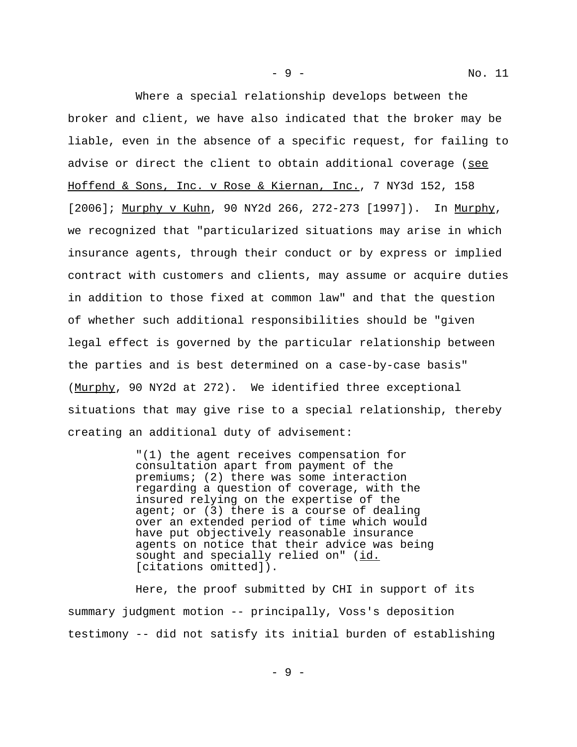Where a special relationship develops between the broker and client, we have also indicated that the broker may be liable, even in the absence of a specific request, for failing to advise or direct the client to obtain additional coverage (see Hoffend & Sons, Inc. v Rose & Kiernan, Inc., 7 NY3d 152, 158 [2006]; Murphy v Kuhn, 90 NY2d 266, 272-273 [1997]). In Murphy, we recognized that "particularized situations may arise in which insurance agents, through their conduct or by express or implied contract with customers and clients, may assume or acquire duties in addition to those fixed at common law" and that the question of whether such additional responsibilities should be "given legal effect is governed by the particular relationship between the parties and is best determined on a case-by-case basis" (Murphy, 90 NY2d at 272). We identified three exceptional situations that may give rise to a special relationship, thereby creating an additional duty of advisement:

> "(1) the agent receives compensation for consultation apart from payment of the premiums; (2) there was some interaction regarding a question of coverage, with the insured relying on the expertise of the agent; or (3) there is a course of dealing over an extended period of time which would have put objectively reasonable insurance agents on notice that their advice was being sought and specially relied on" (id. [citations omitted]).

Here, the proof submitted by CHI in support of its summary judgment motion -- principally, Voss's deposition testimony -- did not satisfy its initial burden of establishing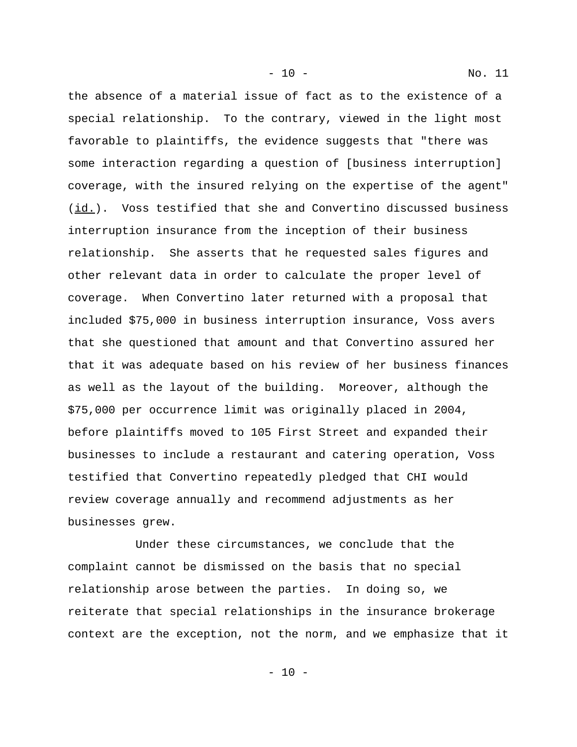the absence of a material issue of fact as to the existence of a special relationship. To the contrary, viewed in the light most favorable to plaintiffs, the evidence suggests that "there was some interaction regarding a question of [business interruption] coverage, with the insured relying on the expertise of the agent" (id.). Voss testified that she and Convertino discussed business interruption insurance from the inception of their business relationship. She asserts that he requested sales figures and other relevant data in order to calculate the proper level of coverage. When Convertino later returned with a proposal that included $75,000 in business interruption insurance, Voss avers that she questioned that amount and that Convertino assured her that it was adequate based on his review of her business finances as well as the layout of the building. Moreover, although the $75,000 per occurrence limit was originally placed in 2004, before plaintiffs moved to 105 First Street and expanded their businesses to include a restaurant and catering operation, Voss testified that Convertino repeatedly pledged that CHI would review coverage annually and recommend adjustments as her businesses grew.

Under these circumstances, we conclude that the complaint cannot be dismissed on the basis that no special relationship arose between the parties. In doing so, we reiterate that special relationships in the insurance brokerage context are the exception, not the norm, and we emphasize that it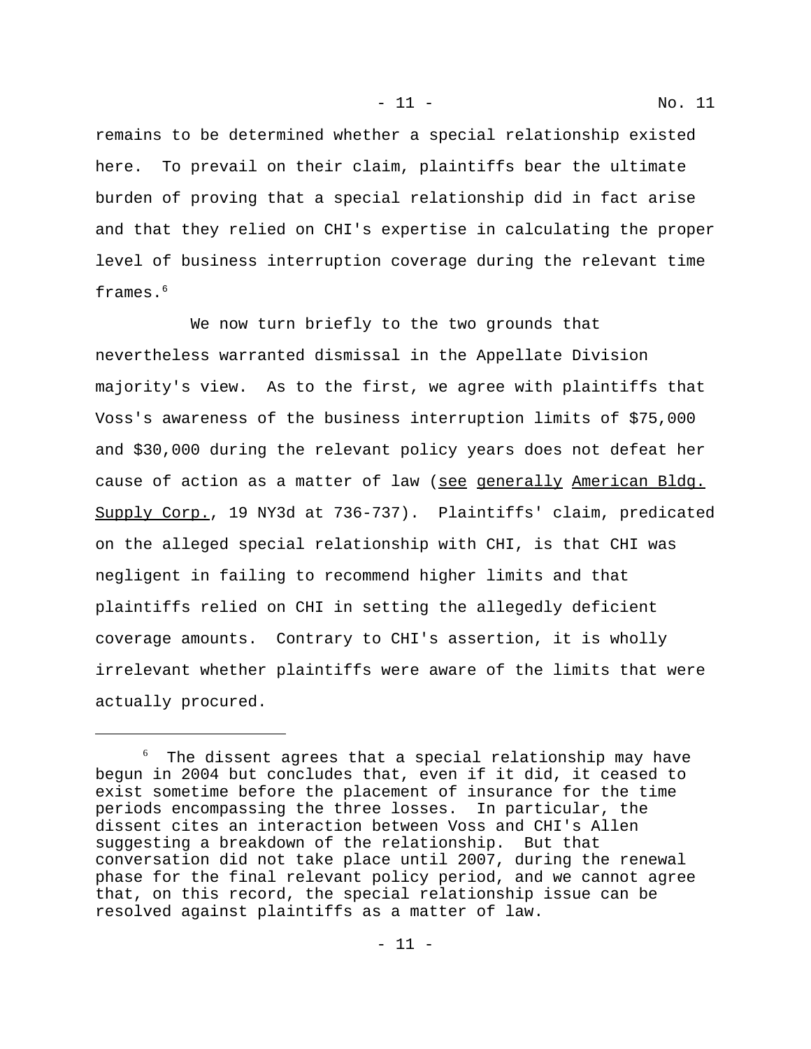remains to be determined whether a special relationship existed here. To prevail on their claim, plaintiffs bear the ultimate burden of proving that a special relationship did in fact arise and that they relied on CHI's expertise in calculating the proper level of business interruption coverage during the relevant time frames.[6]

We now turn briefly to the two grounds that nevertheless warranted dismissal in the Appellate Division majority's view. As to the first, we agree with plaintiffs that Voss's awareness of the business interruption limits of $75,000 and $30,000 during the relevant policy years does not defeat her cause of action as a matter of law (see generally American Bldg. Supply Corp., 19 NY3d at 736-737). Plaintiffs' claim, predicated on the alleged special relationship with CHI, is that CHI was negligent in failing to recommend higher limits and that plaintiffs relied on CHI in setting the allegedly deficient coverage amounts. Contrary to CHI's assertion, it is wholly irrelevant whether plaintiffs were aware of the limits that were actually procured.

---

[6] The dissent agrees that a special relationship may have begun in 2004 but concludes that, even if it did, it ceased to exist sometime before the placement of insurance for the time periods encompassing the three losses. In particular, the dissent cites an interaction between Voss and CHI's Allen suggesting a breakdown of the relationship. But that conversation did not take place until 2007, during the renewal phase for the final relevant policy period, and we cannot agree that, on this record, the special relationship issue can be resolved against plaintiffs as a matter of law.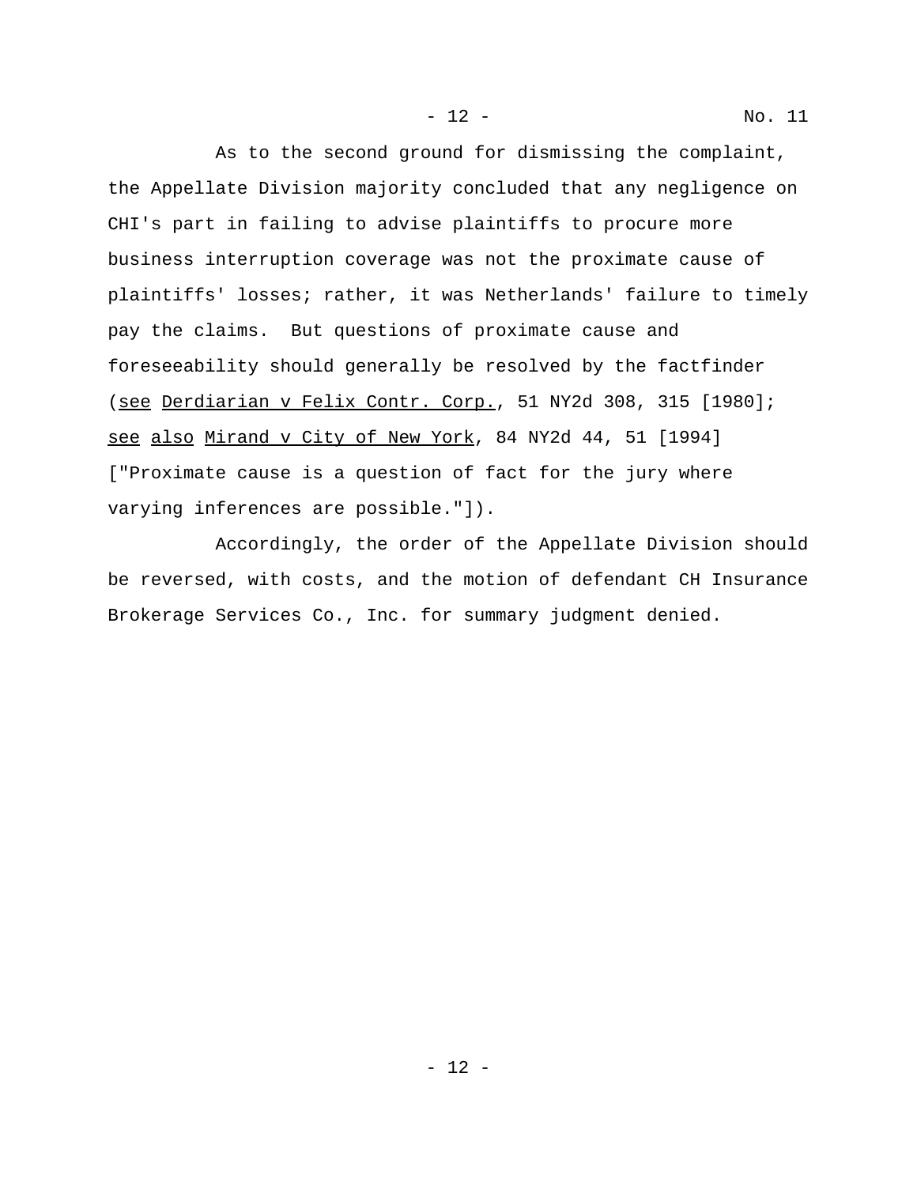As to the second ground for dismissing the complaint, the Appellate Division majority concluded that any negligence on CHI's part in failing to advise plaintiffs to procure more business interruption coverage was not the proximate cause of plaintiffs' losses; rather, it was Netherlands' failure to timely pay the claims. But questions of proximate cause and foreseeability should generally be resolved by the factfinder (*see* *Derdiarian v Felix Contr. Corp.*, 51 NY2d 308, 315 [1980]; *see also* *Mirand v City of New York*, 84 NY2d 44, 51 [1994] ["Proximate cause is a question of fact for the jury where varying inferences are possible."]).

Accordingly, the order of the Appellate Division should be reversed, with costs, and the motion of defendant CH Insurance Brokerage Services Co., Inc. for summary judgment denied.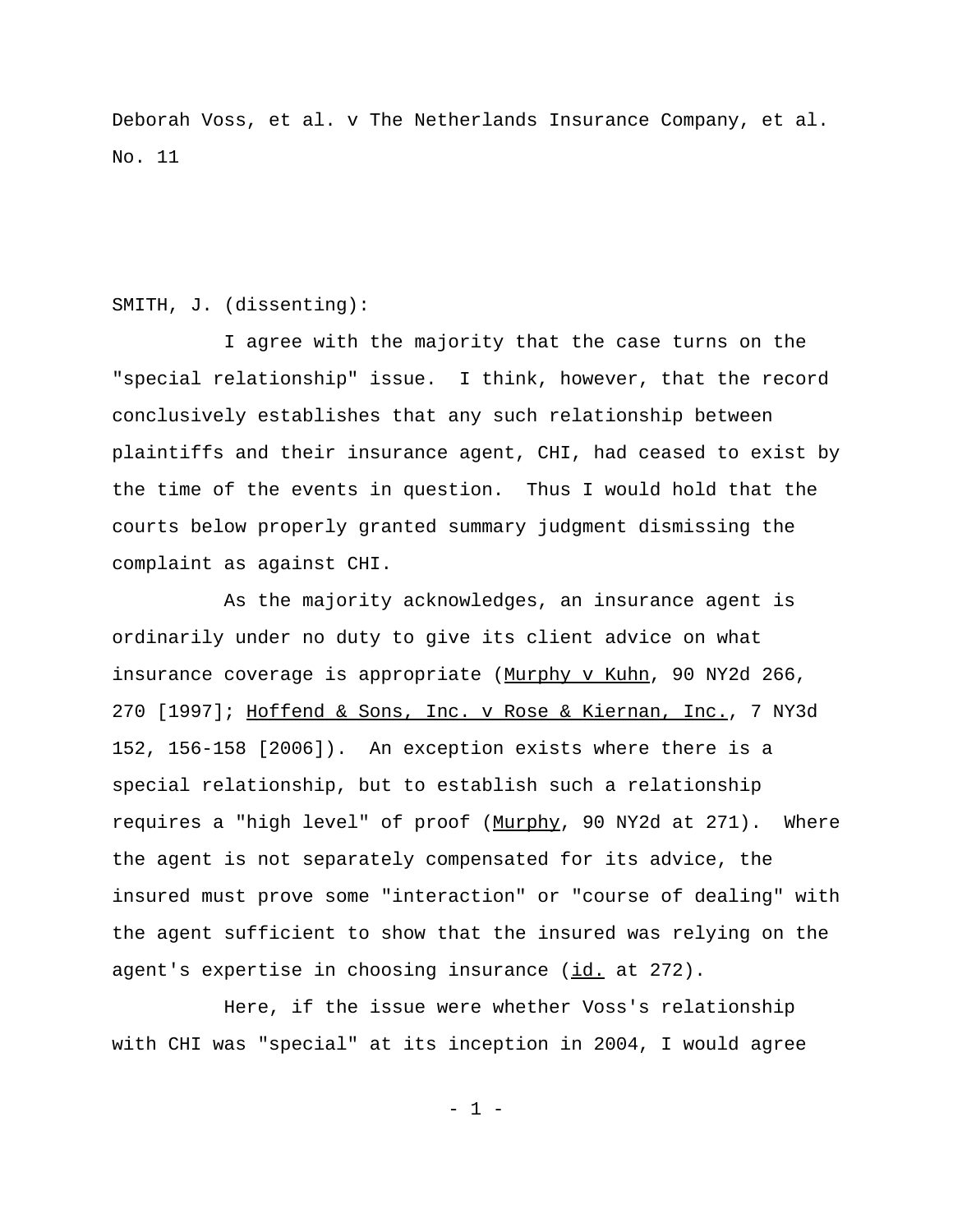Deborah Voss, et al. v The Netherlands Insurance Company, et al.
No. 11

SMITH, J. (dissenting):

I agree with the majority that the case turns on the "special relationship" issue. I think, however, that the record conclusively establishes that any such relationship between plaintiffs and their insurance agent, CHI, had ceased to exist by the time of the events in question. Thus I would hold that the courts below properly granted summary judgment dismissing the complaint as against CHI.

As the majority acknowledges, an insurance agent is ordinarily under no duty to give its client advice on what insurance coverage is appropriate (Murphy v Kuhn, 90 NY2d 266, 270 [1997]; Hoffend & Sons, Inc. v Rose & Kiernan, Inc., 7 NY3d 152, 156-158 [2006]). An exception exists where there is a special relationship, but to establish such a relationship requires a "high level" of proof (Murphy, 90 NY2d at 271). Where the agent is not separately compensated for its advice, the insured must prove some "interaction" or "course of dealing" with the agent sufficient to show that the insured was relying on the agent's expertise in choosing insurance (id. at 272).

Here, if the issue were whether Voss's relationship with CHI was "special" at its inception in 2004, I would agree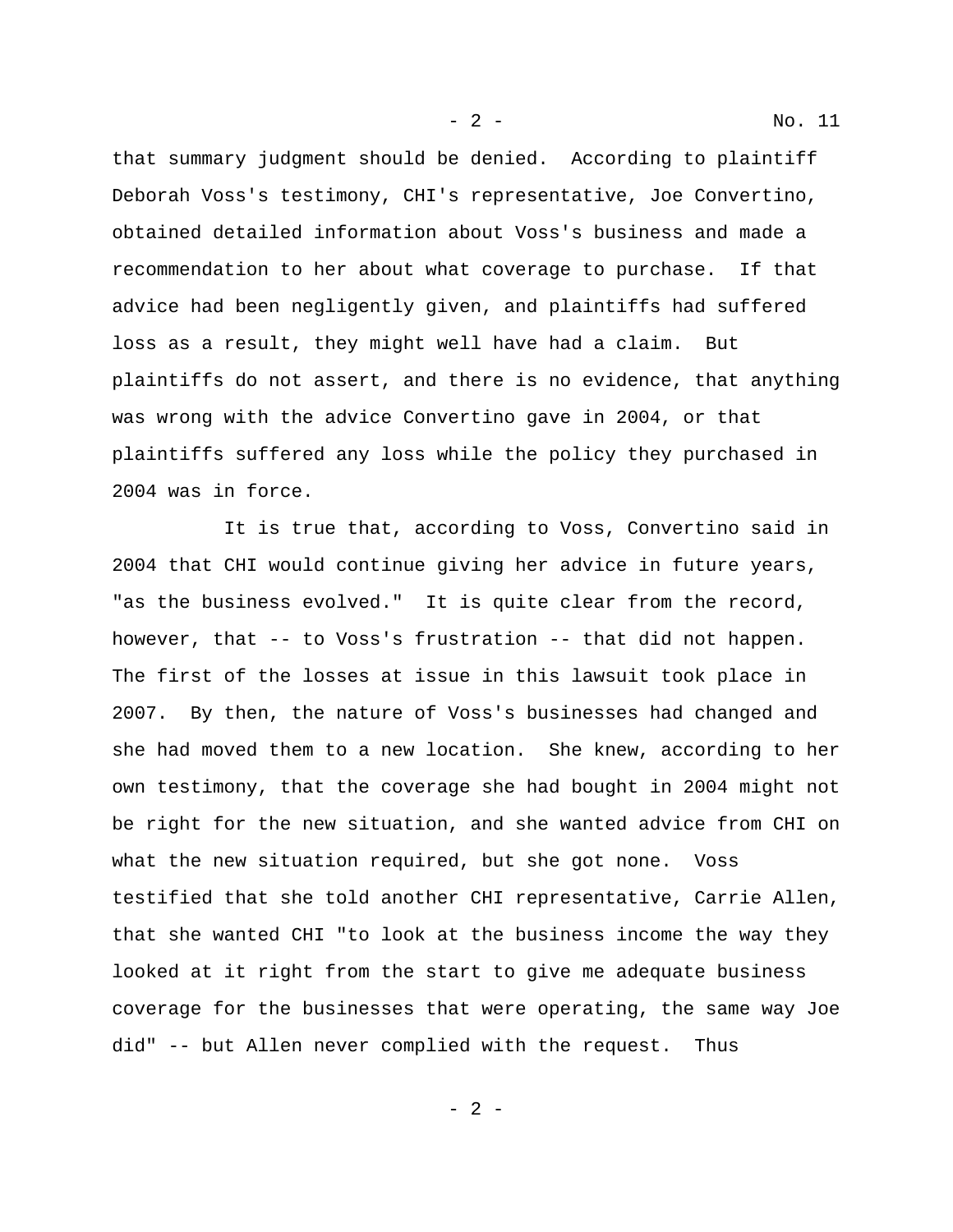that summary judgment should be denied. According to plaintiff Deborah Voss's testimony, CHI's representative, Joe Convertino, obtained detailed information about Voss's business and made a recommendation to her about what coverage to purchase. If that advice had been negligently given, and plaintiffs had suffered loss as a result, they might well have had a claim. But plaintiffs do not assert, and there is no evidence, that anything was wrong with the advice Convertino gave in 2004, or that plaintiffs suffered any loss while the policy they purchased in 2004 was in force.

It is true that, according to Voss, Convertino said in 2004 that CHI would continue giving her advice in future years, "as the business evolved." It is quite clear from the record, however, that -- to Voss's frustration -- that did not happen. The first of the losses at issue in this lawsuit took place in 2007. By then, the nature of Voss's businesses had changed and she had moved them to a new location. She knew, according to her own testimony, that the coverage she had bought in 2004 might not be right for the new situation, and she wanted advice from CHI on what the new situation required, but she got none. Voss testified that she told another CHI representative, Carrie Allen, that she wanted CHI "to look at the business income the way they looked at it right from the start to give me adequate business coverage for the businesses that were operating, the same way Joe did" -- but Allen never complied with the request. Thus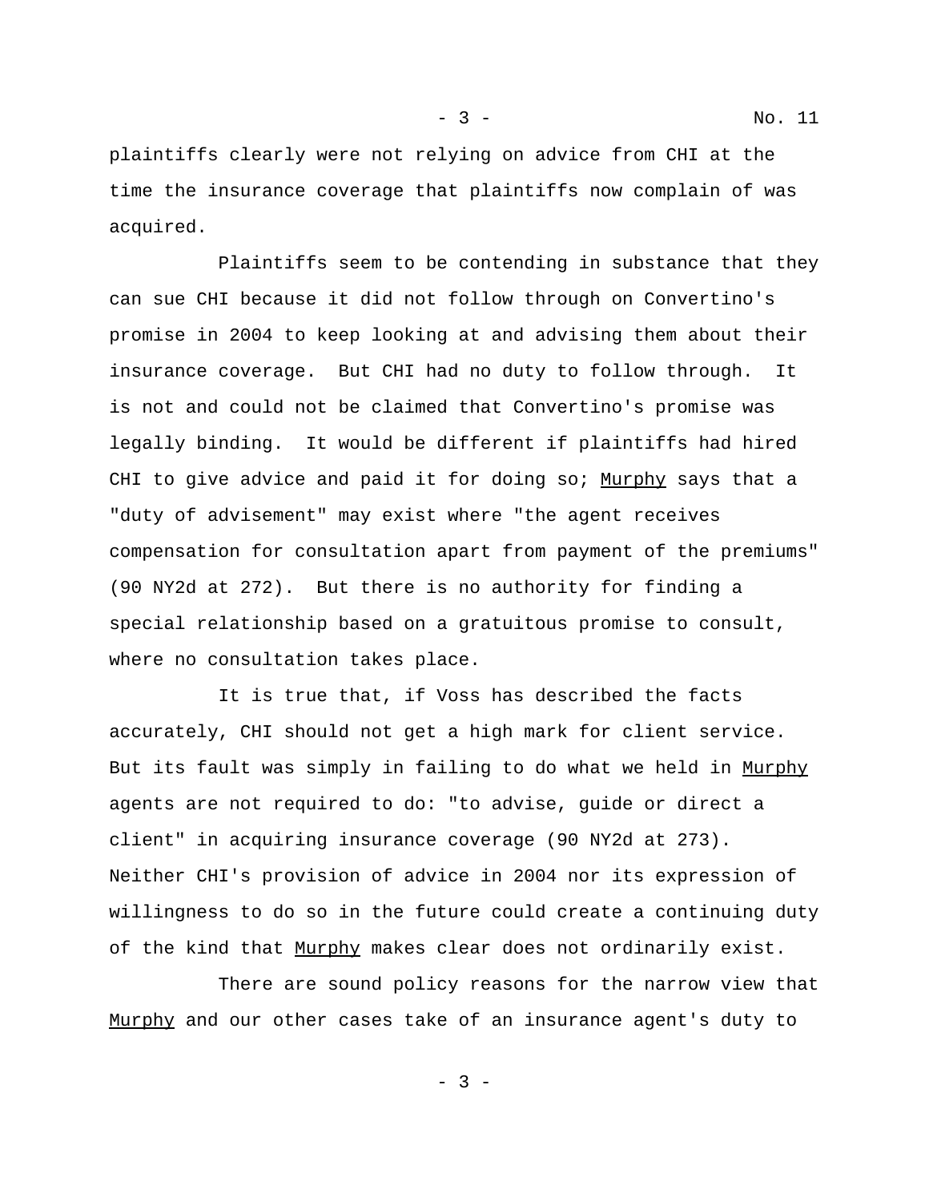plaintiffs clearly were not relying on advice from CHI at the time the insurance coverage that plaintiffs now complain of was acquired.

Plaintiffs seem to be contending in substance that they can sue CHI because it did not follow through on Convertino's promise in 2004 to keep looking at and advising them about their insurance coverage. But CHI had no duty to follow through. It is not and could not be claimed that Convertino's promise was legally binding. It would be different if plaintiffs had hired CHI to give advice and paid it for doing so; Murphy says that a "duty of advisement" may exist where "the agent receives compensation for consultation apart from payment of the premiums" (90 NY2d at 272). But there is no authority for finding a special relationship based on a gratuitous promise to consult, where no consultation takes place.

It is true that, if Voss has described the facts accurately, CHI should not get a high mark for client service. But its fault was simply in failing to do what we held in Murphy agents are not required to do: "to advise, guide or direct a client" in acquiring insurance coverage (90 NY2d at 273). Neither CHI's provision of advice in 2004 nor its expression of willingness to do so in the future could create a continuing duty of the kind that Murphy makes clear does not ordinarily exist.

There are sound policy reasons for the narrow view that Murphy and our other cases take of an insurance agent's duty to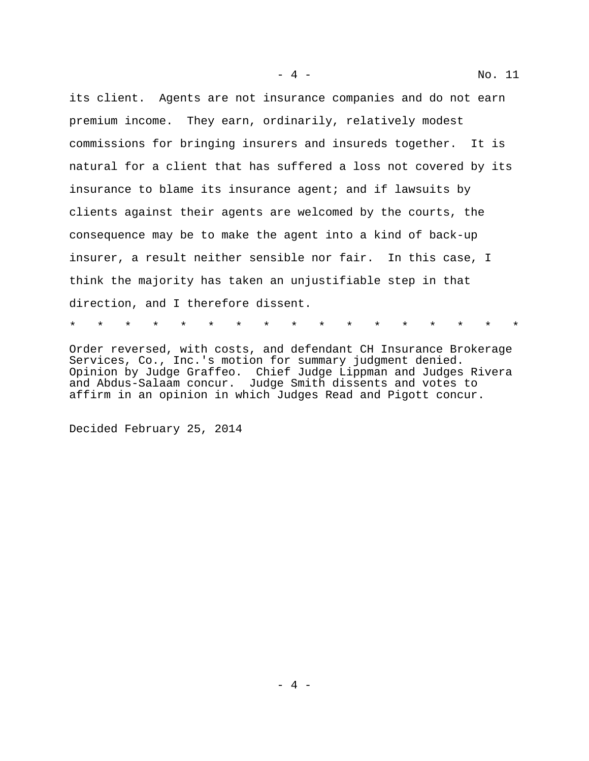its client. Agents are not insurance companies and do not earn premium income. They earn, ordinarily, relatively modest commissions for bringing insurers and insureds together. It is natural for a client that has suffered a loss not covered by its insurance to blame its insurance agent; and if lawsuits by clients against their agents are welcomed by the courts, the consequence may be to make the agent into a kind of back-up insurer, a result neither sensible nor fair. In this case, I think the majority has taken an unjustifiable step in that direction, and I therefore dissent.

* * * * * * * * * * * * * * * * *

Order reversed, with costs, and defendant CH Insurance Brokerage Services, Co., Inc.'s motion for summary judgment denied. Opinion by Judge Graffeo. Chief Judge Lippman and Judges Rivera and Abdus-Salaam concur. Judge Smith dissents and votes to affirm in an opinion in which Judges Read and Pigott concur.

Decided February 25, 2014